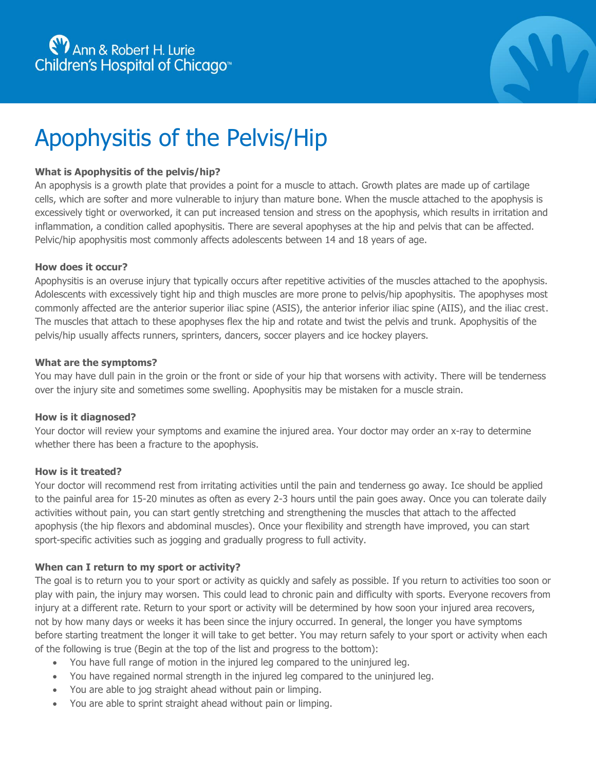Ann & Robert H. Lurie Children's Hospital of Chicago™

# Apophysitis of the Pelvis/Hip

**What is Apophysitis of the pelvis/hip?**

An apophysis is a growth plate that provides a point for a muscle to attach. Growth plates are made up of cartilage cells, which are softer and more vulnerable to injury than mature bone. When the muscle attached to the apophysis is excessively tight or overworked, it can put increased tension and stress on the apophysis, which results in irritation and inflammation, a condition called apophysitis. There are several apophyses at the hip and pelvis that can be affected. Pelvic/hip apophysitis most commonly affects adolescents between 14 and 18 years of age.

**How does it occur?**

Apophysitis is an overuse injury that typically occurs after repetitive activities of the muscles attached to the apophysis. Adolescents with excessively tight hip and thigh muscles are more prone to pelvis/hip apophysitis. The apophyses most commonly affected are the anterior superior iliac spine (ASIS), the anterior inferior iliac spine (AIIS), and the iliac crest. The muscles that attach to these apophyses flex the hip and rotate and twist the pelvis and trunk. Apophysitis of the pelvis/hip usually affects runners, sprinters, dancers, soccer players and ice hockey players.

**What are the symptoms?**

You may have dull pain in the groin or the front or side of your hip that worsens with activity. There will be tenderness over the injury site and sometimes some swelling. Apophysitis may be mistaken for a muscle strain.

**How is it diagnosed?**

Your doctor will review your symptoms and examine the injured area. Your doctor may order an x-ray to determine whether there has been a fracture to the apophysis.

**How is it treated?**

Your doctor will recommend rest from irritating activities until the pain and tenderness go away. Ice should be applied to the painful area for 15-20 minutes as often as every 2-3 hours until the pain goes away. Once you can tolerate daily activities without pain, you can start gently stretching and strengthening the muscles that attach to the affected apophysis (the hip flexors and abdominal muscles). Once your flexibility and strength have improved, you can start sport-specific activities such as jogging and gradually progress to full activity.

**When can I return to my sport or activity?**

The goal is to return you to your sport or activity as quickly and safely as possible. If you return to activities too soon or play with pain, the injury may worsen. This could lead to chronic pain and difficulty with sports. Everyone recovers from injury at a different rate. Return to your sport or activity will be determined by how soon your injured area recovers, not by how many days or weeks it has been since the injury occurred. In general, the longer you have symptoms before starting treatment the longer it will take to get better. You may return safely to your sport or activity when each of the following is true (Begin at the top of the list and progress to the bottom):

- You have full range of motion in the injured leg compared to the uninjured leg.
- You have regained normal strength in the injured leg compared to the uninjured leg.
- You are able to jog straight ahead without pain or limping.
- You are able to sprint straight ahead without pain or limping.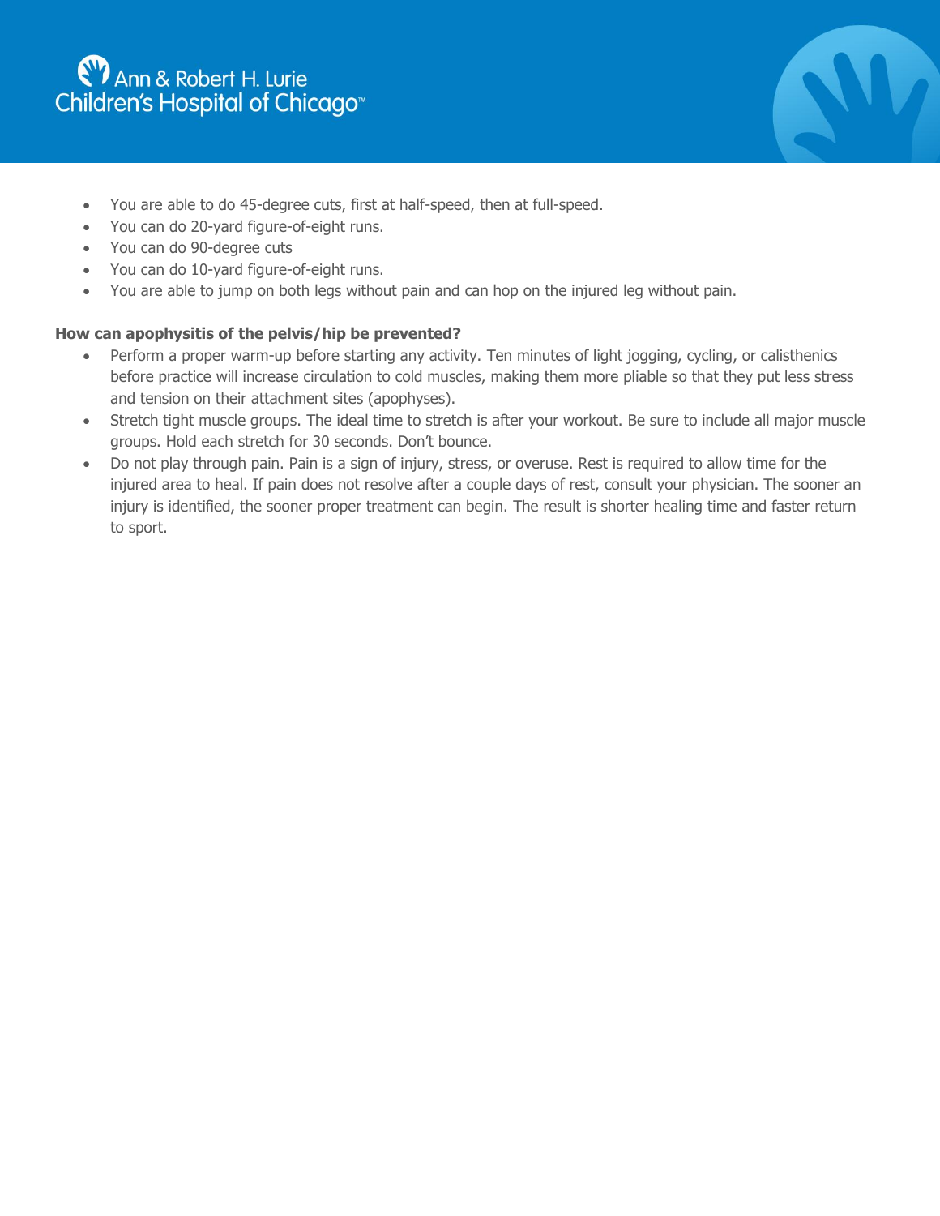- You are able to do 45-degree cuts, first at half-speed, then at full-speed.
- You can do 20-yard figure-of-eight runs.
- You can do 90-degree cuts
- You can do 10-yard figure-of-eight runs.
- You are able to jump on both legs without pain and can hop on the injured leg without pain.

**How can apophysitis of the pelvis/hip be prevented?**

- Perform a proper warm-up before starting any activity. Ten minutes of light jogging, cycling, or calisthenics before practice will increase circulation to cold muscles, making them more pliable so that they put less stress and tension on their attachment sites (apophyses).
- Stretch tight muscle groups. The ideal time to stretch is after your workout. Be sure to include all major muscle groups. Hold each stretch for 30 seconds. Don't bounce.
- Do not play through pain. Pain is a sign of injury, stress, or overuse. Rest is required to allow time for the injured area to heal. If pain does not resolve after a couple days of rest, consult your physician. The sooner an injury is identified, the sooner proper treatment can begin. The result is shorter healing time and faster return to sport.